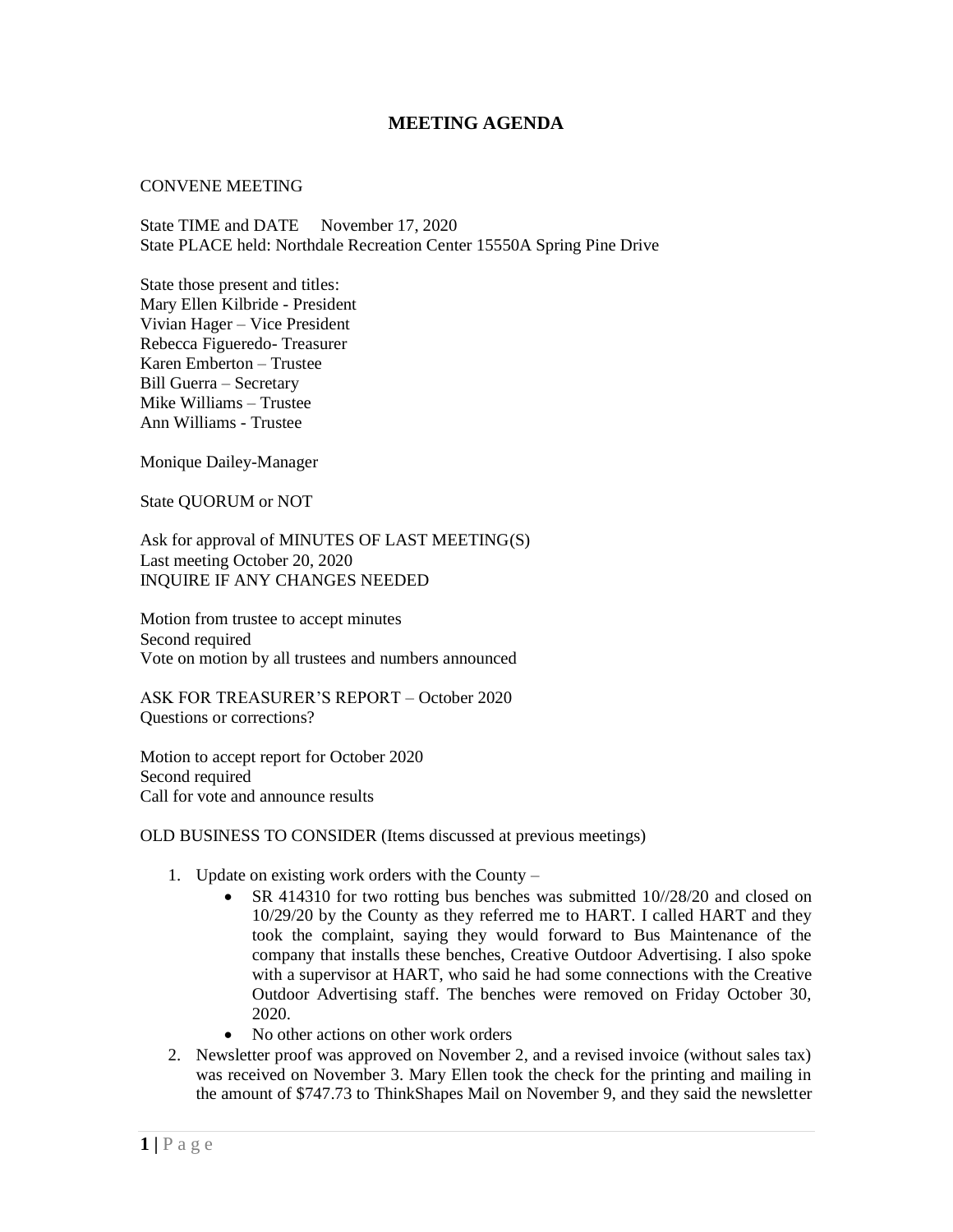# MEETING AGENDA

CONVENE MEETING

State TIME and DATE   November 17, 2020
State PLACE held: Northdale Recreation Center 15550A Spring Pine Drive

State those present and titles:
Mary Ellen Kilbride - President
Vivian Hager – Vice President
Rebecca Figueredo- Treasurer
Karen Emberton – Trustee
Bill Guerra – Secretary
Mike Williams – Trustee
Ann Williams - Trustee

Monique Dailey-Manager

State QUORUM or NOT

Ask for approval of MINUTES OF LAST MEETING(S)
Last meeting October 20, 2020
INQUIRE IF ANY CHANGES NEEDED

Motion from trustee to accept minutes
Second required
Vote on motion by all trustees and numbers announced

ASK FOR TREASURER'S REPORT – October 2020
Questions or corrections?

Motion to accept report for October 2020
Second required
Call for vote and announce results

OLD BUSINESS TO CONSIDER (Items discussed at previous meetings)

1. Update on existing work orders with the County –
   - SR 414310 for two rotting bus benches was submitted 10//28/20 and closed on 10/29/20 by the County as they referred me to HART. I called HART and they took the complaint, saying they would forward to Bus Maintenance of the company that installs these benches, Creative Outdoor Advertising. I also spoke with a supervisor at HART, who said he had some connections with the Creative Outdoor Advertising staff. The benches were removed on Friday October 30, 2020.
   - No other actions on other work orders
2. Newsletter proof was approved on November 2, and a revised invoice (without sales tax) was received on November 3. Mary Ellen took the check for the printing and mailing in the amount of $747.73 to ThinkShapes Mail on November 9, and they said the newsletter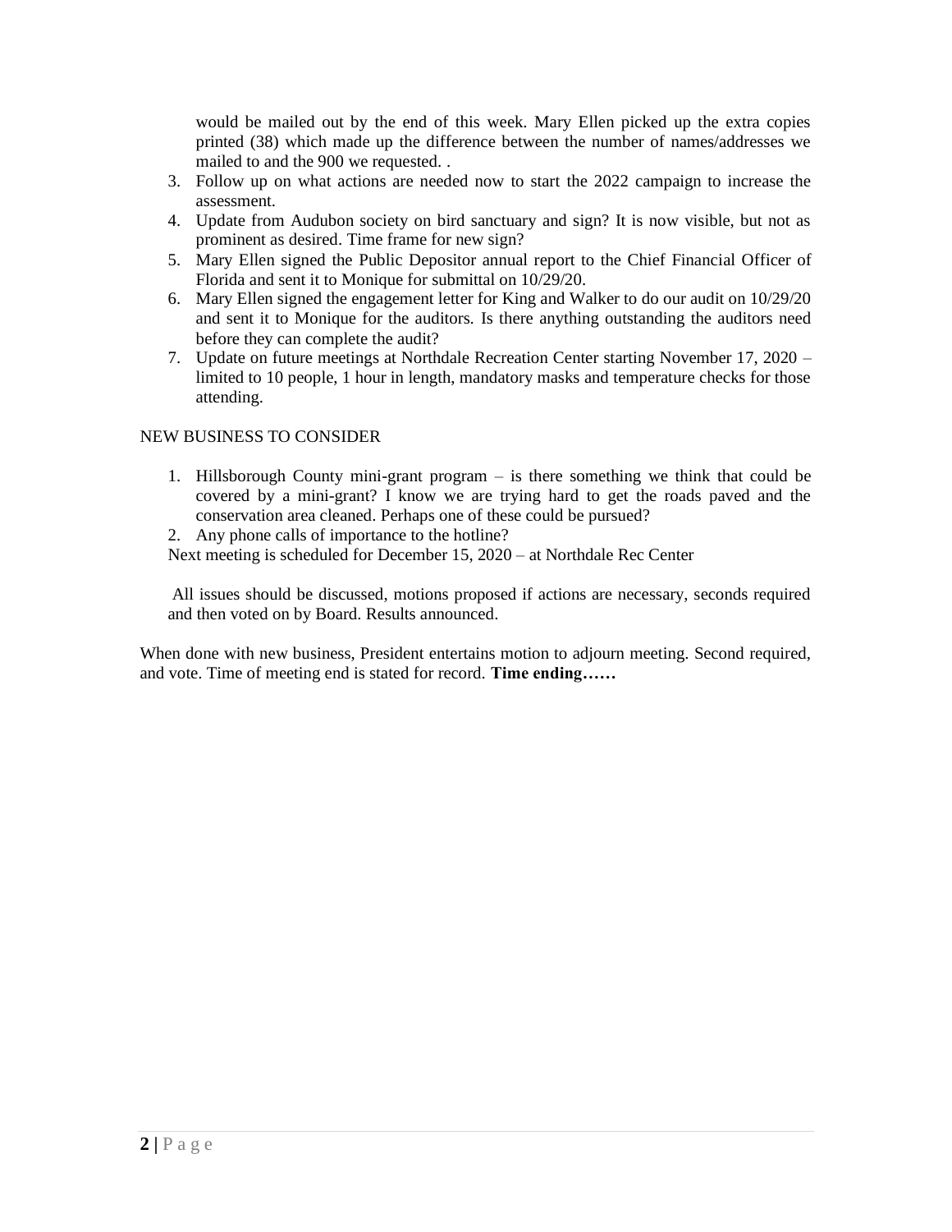would be mailed out by the end of this week. Mary Ellen picked up the extra copies printed (38) which made up the difference between the number of names/addresses we mailed to and the 900 we requested. .

3. Follow up on what actions are needed now to start the 2022 campaign to increase the assessment.
4. Update from Audubon society on bird sanctuary and sign? It is now visible, but not as prominent as desired. Time frame for new sign?
5. Mary Ellen signed the Public Depositor annual report to the Chief Financial Officer of Florida and sent it to Monique for submittal on 10/29/20.
6. Mary Ellen signed the engagement letter for King and Walker to do our audit on 10/29/20 and sent it to Monique for the auditors. Is there anything outstanding the auditors need before they can complete the audit?
7. Update on future meetings at Northdale Recreation Center starting November 17, 2020 – limited to 10 people, 1 hour in length, mandatory masks and temperature checks for those attending.

NEW BUSINESS TO CONSIDER

1. Hillsborough County mini-grant program – is there something we think that could be covered by a mini-grant? I know we are trying hard to get the roads paved and the conservation area cleaned. Perhaps one of these could be pursued?
2. Any phone calls of importance to the hotline?

Next meeting is scheduled for December 15, 2020 – at Northdale Rec Center

All issues should be discussed, motions proposed if actions are necessary, seconds required and then voted on by Board. Results announced.

When done with new business, President entertains motion to adjourn meeting. Second required, and vote. Time of meeting end is stated for record. **Time ending……**